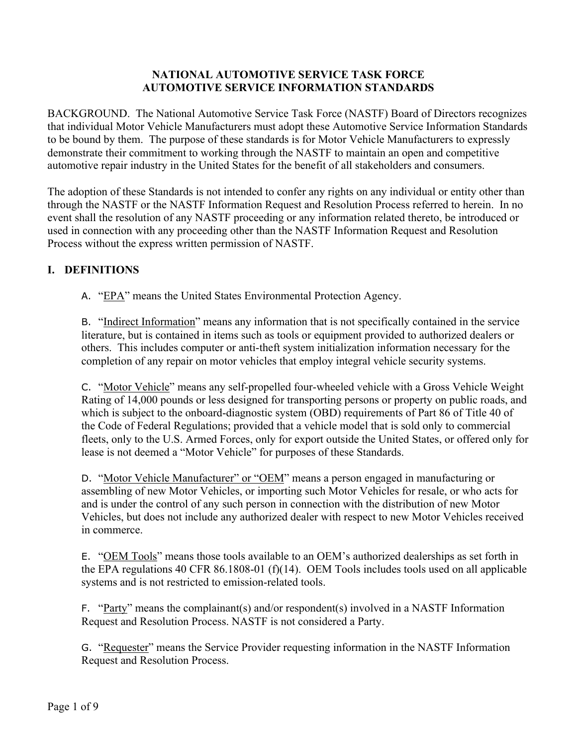# NATIONAL AUTOMOTIVE SERVICE TASK FORCE
# AUTOMOTIVE SERVICE INFORMATION STANDARDS

BACKGROUND. The National Automotive Service Task Force (NASTF) Board of Directors recognizes that individual Motor Vehicle Manufacturers must adopt these Automotive Service Information Standards to be bound by them. The purpose of these standards is for Motor Vehicle Manufacturers to expressly demonstrate their commitment to working through the NASTF to maintain an open and competitive automotive repair industry in the United States for the benefit of all stakeholders and consumers.

The adoption of these Standards is not intended to confer any rights on any individual or entity other than through the NASTF or the NASTF Information Request and Resolution Process referred to herein. In no event shall the resolution of any NASTF proceeding or any information related thereto, be introduced or used in connection with any proceeding other than the NASTF Information Request and Resolution Process without the express written permission of NASTF.

## I. DEFINITIONS

A. "<u>EPA</u>" means the United States Environmental Protection Agency.

B. "<u>Indirect Information</u>" means any information that is not specifically contained in the service literature, but is contained in items such as tools or equipment provided to authorized dealers or others. This includes computer or anti-theft system initialization information necessary for the completion of any repair on motor vehicles that employ integral vehicle security systems.

C. "<u>Motor Vehicle</u>" means any self-propelled four-wheeled vehicle with a Gross Vehicle Weight Rating of 14,000 pounds or less designed for transporting persons or property on public roads, and which is subject to the onboard-diagnostic system (OBD) requirements of Part 86 of Title 40 of the Code of Federal Regulations; provided that a vehicle model that is sold only to commercial fleets, only to the U.S. Armed Forces, only for export outside the United States, or offered only for lease is not deemed a "Motor Vehicle" for purposes of these Standards.

D. "<u>Motor Vehicle Manufacturer" or "OEM</u>" means a person engaged in manufacturing or assembling of new Motor Vehicles, or importing such Motor Vehicles for resale, or who acts for and is under the control of any such person in connection with the distribution of new Motor Vehicles, but does not include any authorized dealer with respect to new Motor Vehicles received in commerce.

E. "<u>OEM Tools</u>" means those tools available to an OEM's authorized dealerships as set forth in the EPA regulations 40 CFR 86.1808-01 (f)(14). OEM Tools includes tools used on all applicable systems and is not restricted to emission-related tools.

F. "<u>Party</u>" means the complainant(s) and/or respondent(s) involved in a NASTF Information Request and Resolution Process. NASTF is not considered a Party.

G. "<u>Requester</u>" means the Service Provider requesting information in the NASTF Information Request and Resolution Process.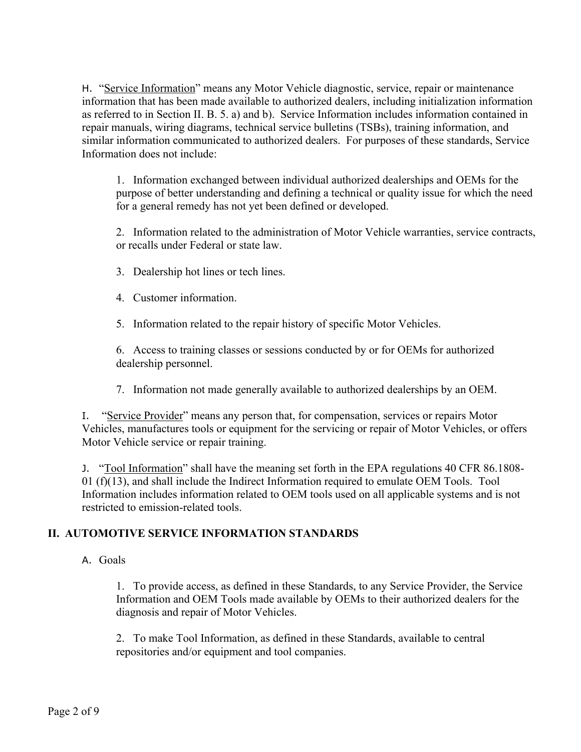H. "Service Information" means any Motor Vehicle diagnostic, service, repair or maintenance information that has been made available to authorized dealers, including initialization information as referred to in Section II. B. 5. a) and b). Service Information includes information contained in repair manuals, wiring diagrams, technical service bulletins (TSBs), training information, and similar information communicated to authorized dealers. For purposes of these standards, Service Information does not include:

1. Information exchanged between individual authorized dealerships and OEMs for the purpose of better understanding and defining a technical or quality issue for which the need for a general remedy has not yet been defined or developed.

2. Information related to the administration of Motor Vehicle warranties, service contracts, or recalls under Federal or state law.

3. Dealership hot lines or tech lines.

4. Customer information.

5. Information related to the repair history of specific Motor Vehicles.

6. Access to training classes or sessions conducted by or for OEMs for authorized dealership personnel.

7. Information not made generally available to authorized dealerships by an OEM.

I. "Service Provider" means any person that, for compensation, services or repairs Motor Vehicles, manufactures tools or equipment for the servicing or repair of Motor Vehicles, or offers Motor Vehicle service or repair training.

J. "Tool Information" shall have the meaning set forth in the EPA regulations 40 CFR 86.1808-01 (f)(13), and shall include the Indirect Information required to emulate OEM Tools. Tool Information includes information related to OEM tools used on all applicable systems and is not restricted to emission-related tools.

## II. AUTOMOTIVE SERVICE INFORMATION STANDARDS

A. Goals

1. To provide access, as defined in these Standards, to any Service Provider, the Service Information and OEM Tools made available by OEMs to their authorized dealers for the diagnosis and repair of Motor Vehicles.

2. To make Tool Information, as defined in these Standards, available to central repositories and/or equipment and tool companies.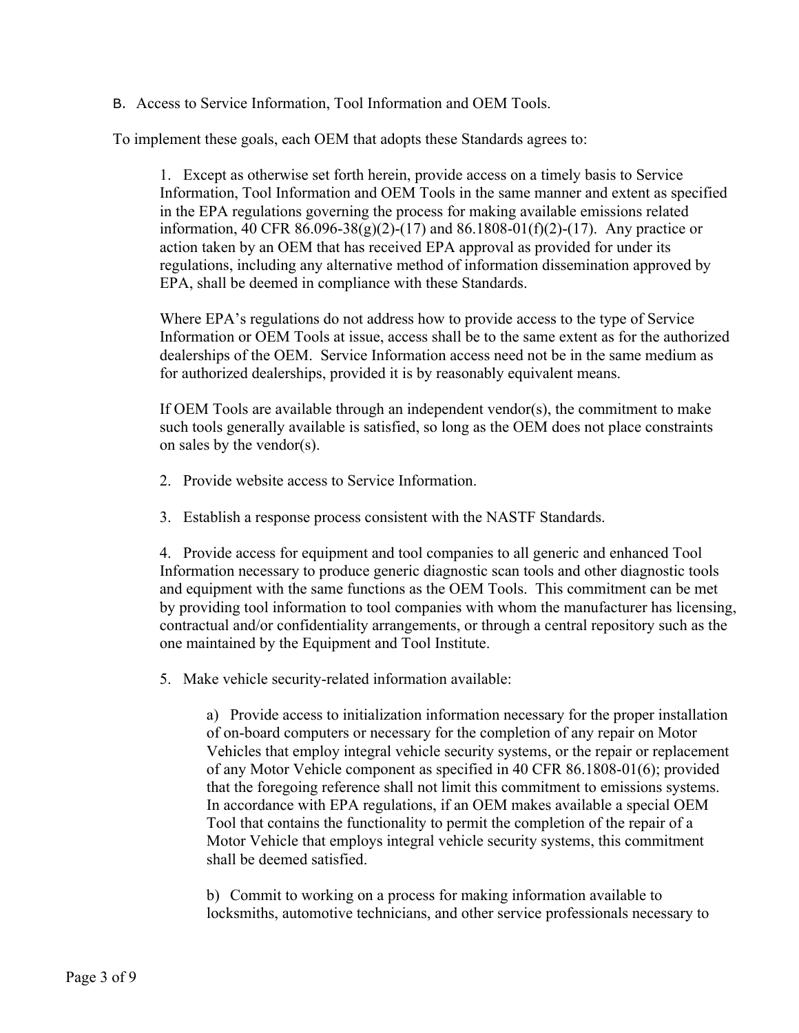B. Access to Service Information, Tool Information and OEM Tools.

To implement these goals, each OEM that adopts these Standards agrees to:

1. Except as otherwise set forth herein, provide access on a timely basis to Service Information, Tool Information and OEM Tools in the same manner and extent as specified in the EPA regulations governing the process for making available emissions related information, 40 CFR 86.096-38(g)(2)-(17) and 86.1808-01(f)(2)-(17). Any practice or action taken by an OEM that has received EPA approval as provided for under its regulations, including any alternative method of information dissemination approved by EPA, shall be deemed in compliance with these Standards.

   Where EPA's regulations do not address how to provide access to the type of Service Information or OEM Tools at issue, access shall be to the same extent as for the authorized dealerships of the OEM. Service Information access need not be in the same medium as for authorized dealerships, provided it is by reasonably equivalent means.

   If OEM Tools are available through an independent vendor(s), the commitment to make such tools generally available is satisfied, so long as the OEM does not place constraints on sales by the vendor(s).

2. Provide website access to Service Information.

3. Establish a response process consistent with the NASTF Standards.

4. Provide access for equipment and tool companies to all generic and enhanced Tool Information necessary to produce generic diagnostic scan tools and other diagnostic tools and equipment with the same functions as the OEM Tools. This commitment can be met by providing tool information to tool companies with whom the manufacturer has licensing, contractual and/or confidentiality arrangements, or through a central repository such as the one maintained by the Equipment and Tool Institute.

5. Make vehicle security-related information available:

   a) Provide access to initialization information necessary for the proper installation of on-board computers or necessary for the completion of any repair on Motor Vehicles that employ integral vehicle security systems, or the repair or replacement of any Motor Vehicle component as specified in 40 CFR 86.1808-01(6); provided that the foregoing reference shall not limit this commitment to emissions systems. In accordance with EPA regulations, if an OEM makes available a special OEM Tool that contains the functionality to permit the completion of the repair of a Motor Vehicle that employs integral vehicle security systems, this commitment shall be deemed satisfied.

   b) Commit to working on a process for making information available to locksmiths, automotive technicians, and other service professionals necessary to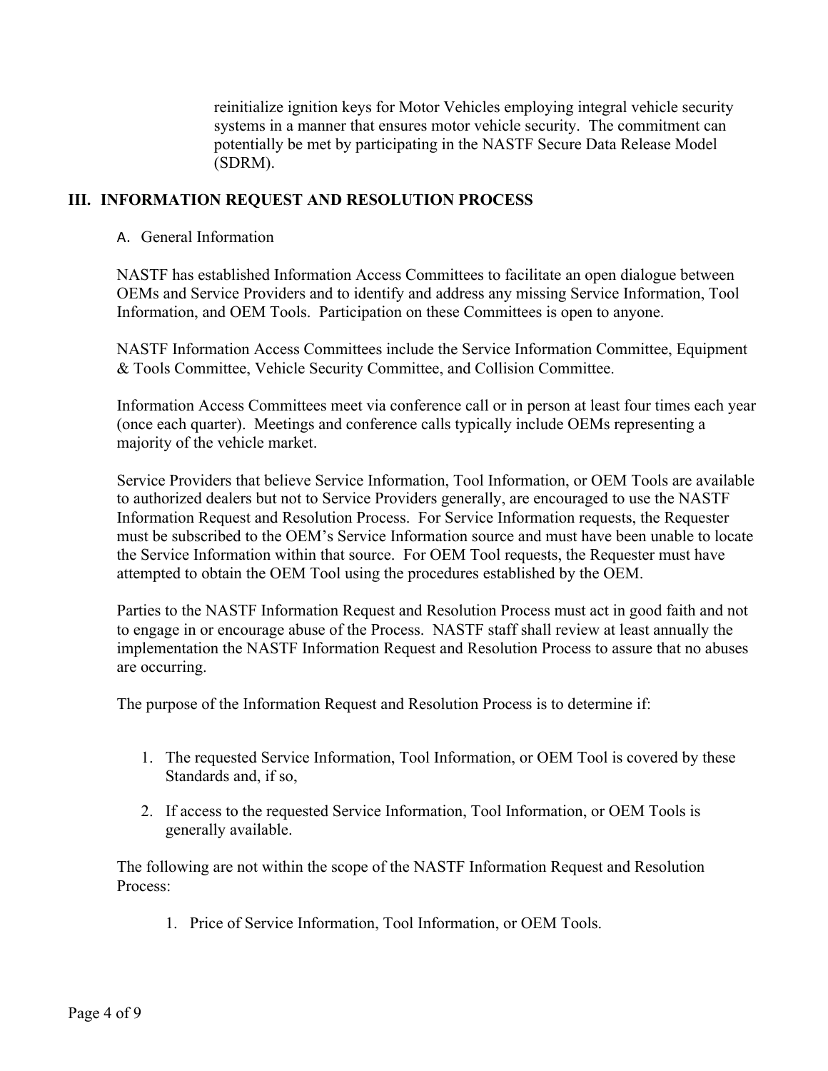reinitialize ignition keys for Motor Vehicles employing integral vehicle security systems in a manner that ensures motor vehicle security. The commitment can potentially be met by participating in the NASTF Secure Data Release Model (SDRM).

## III. INFORMATION REQUEST AND RESOLUTION PROCESS

A. General Information

NASTF has established Information Access Committees to facilitate an open dialogue between OEMs and Service Providers and to identify and address any missing Service Information, Tool Information, and OEM Tools. Participation on these Committees is open to anyone.

NASTF Information Access Committees include the Service Information Committee, Equipment & Tools Committee, Vehicle Security Committee, and Collision Committee.

Information Access Committees meet via conference call or in person at least four times each year (once each quarter). Meetings and conference calls typically include OEMs representing a majority of the vehicle market.

Service Providers that believe Service Information, Tool Information, or OEM Tools are available to authorized dealers but not to Service Providers generally, are encouraged to use the NASTF Information Request and Resolution Process. For Service Information requests, the Requester must be subscribed to the OEM's Service Information source and must have been unable to locate the Service Information within that source. For OEM Tool requests, the Requester must have attempted to obtain the OEM Tool using the procedures established by the OEM.

Parties to the NASTF Information Request and Resolution Process must act in good faith and not to engage in or encourage abuse of the Process. NASTF staff shall review at least annually the implementation the NASTF Information Request and Resolution Process to assure that no abuses are occurring.

The purpose of the Information Request and Resolution Process is to determine if:

1. The requested Service Information, Tool Information, or OEM Tool is covered by these Standards and, if so,
2. If access to the requested Service Information, Tool Information, or OEM Tools is generally available.

The following are not within the scope of the NASTF Information Request and Resolution Process:

1. Price of Service Information, Tool Information, or OEM Tools.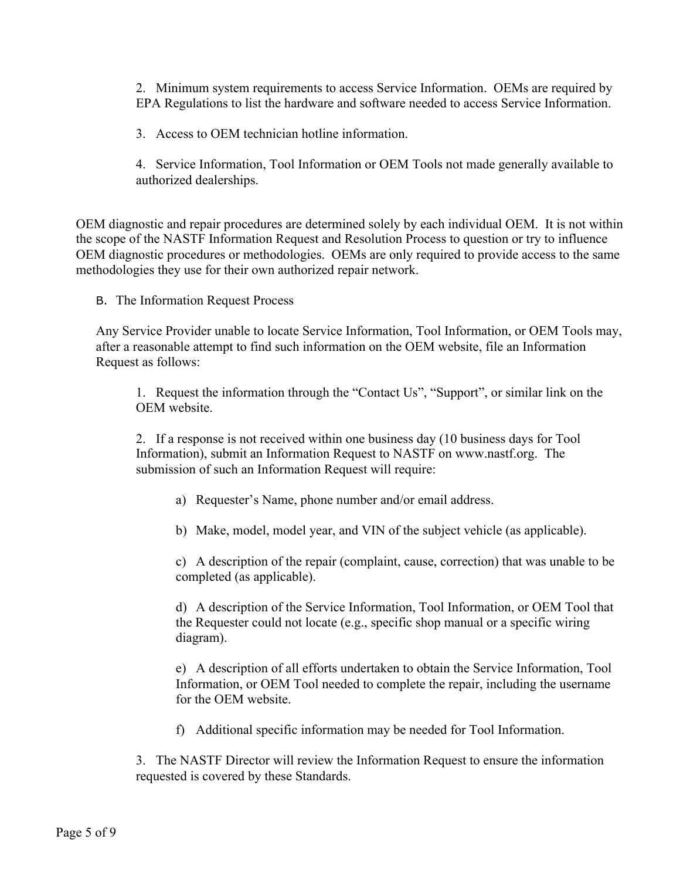2. Minimum system requirements to access Service Information. OEMs are required by EPA Regulations to list the hardware and software needed to access Service Information.

3. Access to OEM technician hotline information.

4. Service Information, Tool Information or OEM Tools not made generally available to authorized dealerships.

OEM diagnostic and repair procedures are determined solely by each individual OEM. It is not within the scope of the NASTF Information Request and Resolution Process to question or try to influence OEM diagnostic procedures or methodologies. OEMs are only required to provide access to the same methodologies they use for their own authorized repair network.

B. The Information Request Process

Any Service Provider unable to locate Service Information, Tool Information, or OEM Tools may, after a reasonable attempt to find such information on the OEM website, file an Information Request as follows:

1. Request the information through the "Contact Us", "Support", or similar link on the OEM website.

2. If a response is not received within one business day (10 business days for Tool Information), submit an Information Request to NASTF on www.nastf.org. The submission of such an Information Request will require:

a) Requester's Name, phone number and/or email address.

b) Make, model, model year, and VIN of the subject vehicle (as applicable).

c) A description of the repair (complaint, cause, correction) that was unable to be completed (as applicable).

d) A description of the Service Information, Tool Information, or OEM Tool that the Requester could not locate (e.g., specific shop manual or a specific wiring diagram).

e) A description of all efforts undertaken to obtain the Service Information, Tool Information, or OEM Tool needed to complete the repair, including the username for the OEM website.

f) Additional specific information may be needed for Tool Information.

3. The NASTF Director will review the Information Request to ensure the information requested is covered by these Standards.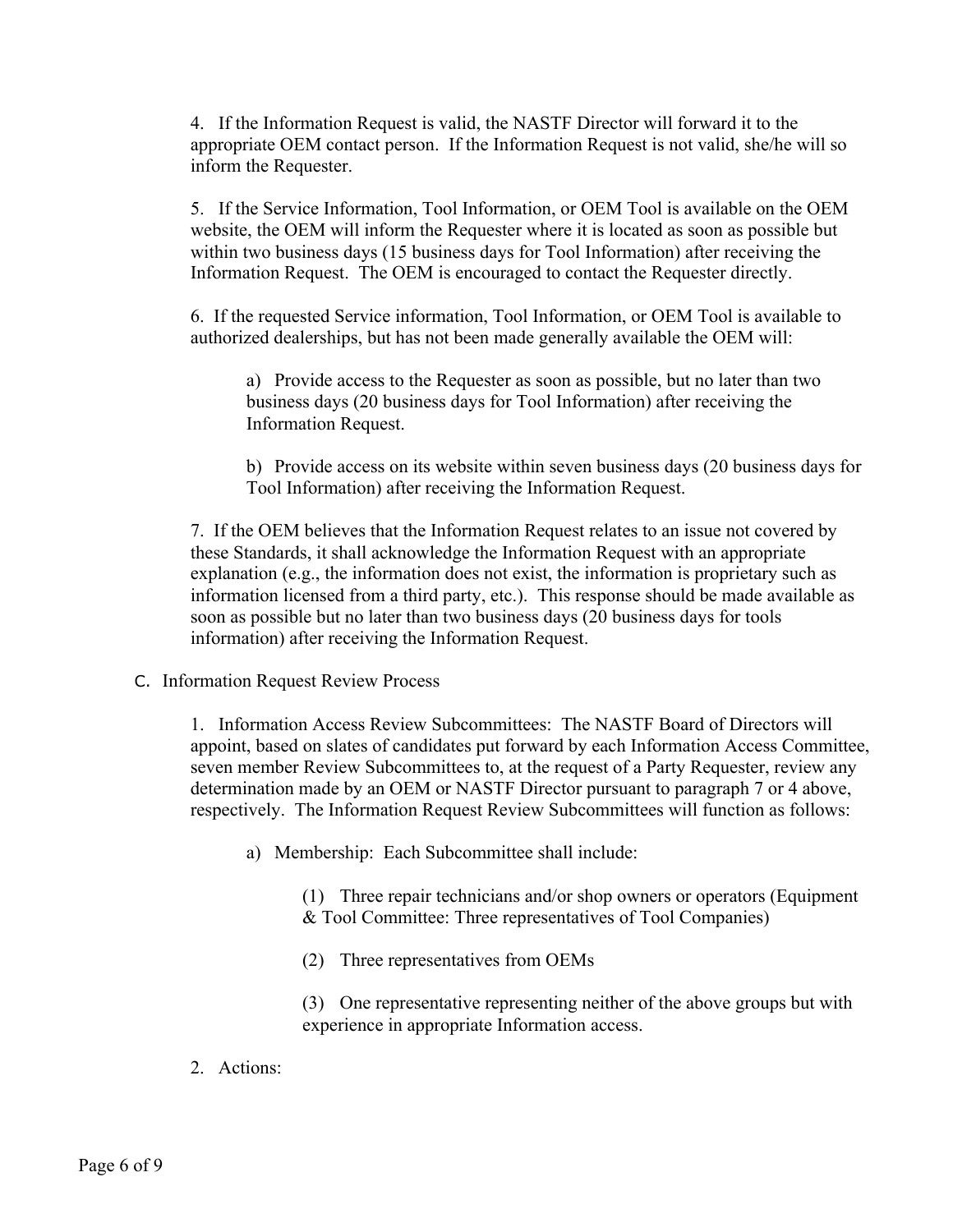4. If the Information Request is valid, the NASTF Director will forward it to the appropriate OEM contact person. If the Information Request is not valid, she/he will so inform the Requester.

5. If the Service Information, Tool Information, or OEM Tool is available on the OEM website, the OEM will inform the Requester where it is located as soon as possible but within two business days (15 business days for Tool Information) after receiving the Information Request. The OEM is encouraged to contact the Requester directly.

6. If the requested Service information, Tool Information, or OEM Tool is available to authorized dealerships, but has not been made generally available the OEM will:

> a) Provide access to the Requester as soon as possible, but no later than two business days (20 business days for Tool Information) after receiving the Information Request.
>
> b) Provide access on its website within seven business days (20 business days for Tool Information) after receiving the Information Request.

7. If the OEM believes that the Information Request relates to an issue not covered by these Standards, it shall acknowledge the Information Request with an appropriate explanation (e.g., the information does not exist, the information is proprietary such as information licensed from a third party, etc.). This response should be made available as soon as possible but no later than two business days (20 business days for tools information) after receiving the Information Request.

C. Information Request Review Process

1. Information Access Review Subcommittees: The NASTF Board of Directors will appoint, based on slates of candidates put forward by each Information Access Committee, seven member Review Subcommittees to, at the request of a Party Requester, review any determination made by an OEM or NASTF Director pursuant to paragraph 7 or 4 above, respectively. The Information Request Review Subcommittees will function as follows:

> a) Membership: Each Subcommittee shall include:
>
> > (1) Three repair technicians and/or shop owners or operators (Equipment & Tool Committee: Three representatives of Tool Companies)
> >
> > (2) Three representatives from OEMs
> >
> > (3) One representative representing neither of the above groups but with experience in appropriate Information access.

2. Actions: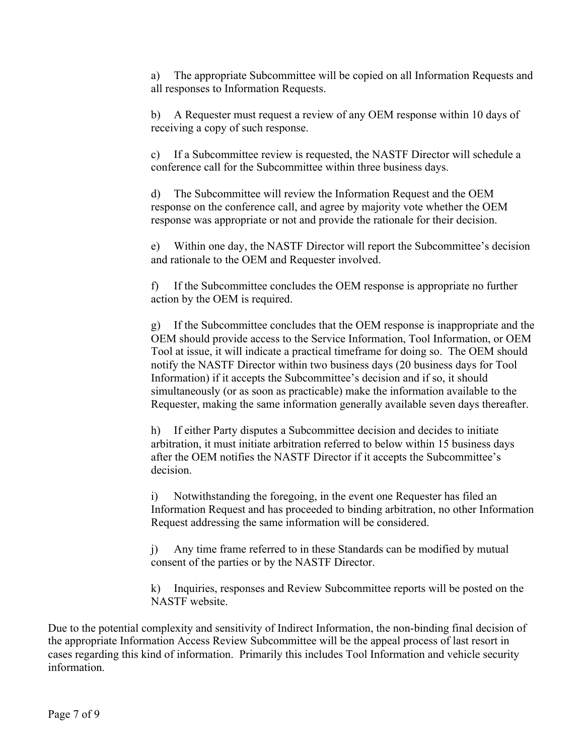a) The appropriate Subcommittee will be copied on all Information Requests and all responses to Information Requests.

b) A Requester must request a review of any OEM response within 10 days of receiving a copy of such response.

c) If a Subcommittee review is requested, the NASTF Director will schedule a conference call for the Subcommittee within three business days.

d) The Subcommittee will review the Information Request and the OEM response on the conference call, and agree by majority vote whether the OEM response was appropriate or not and provide the rationale for their decision.

e) Within one day, the NASTF Director will report the Subcommittee's decision and rationale to the OEM and Requester involved.

f) If the Subcommittee concludes the OEM response is appropriate no further action by the OEM is required.

g) If the Subcommittee concludes that the OEM response is inappropriate and the OEM should provide access to the Service Information, Tool Information, or OEM Tool at issue, it will indicate a practical timeframe for doing so. The OEM should notify the NASTF Director within two business days (20 business days for Tool Information) if it accepts the Subcommittee's decision and if so, it should simultaneously (or as soon as practicable) make the information available to the Requester, making the same information generally available seven days thereafter.

h) If either Party disputes a Subcommittee decision and decides to initiate arbitration, it must initiate arbitration referred to below within 15 business days after the OEM notifies the NASTF Director if it accepts the Subcommittee's decision.

i) Notwithstanding the foregoing, in the event one Requester has filed an Information Request and has proceeded to binding arbitration, no other Information Request addressing the same information will be considered.

j) Any time frame referred to in these Standards can be modified by mutual consent of the parties or by the NASTF Director.

k) Inquiries, responses and Review Subcommittee reports will be posted on the NASTF website.

Due to the potential complexity and sensitivity of Indirect Information, the non-binding final decision of the appropriate Information Access Review Subcommittee will be the appeal process of last resort in cases regarding this kind of information. Primarily this includes Tool Information and vehicle security information.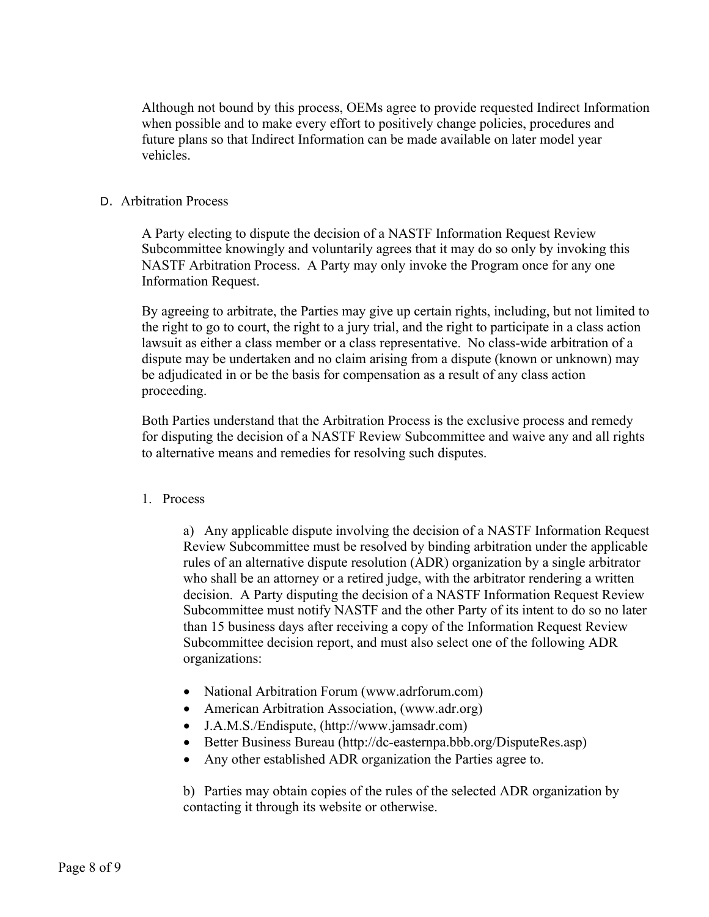Although not bound by this process, OEMs agree to provide requested Indirect Information when possible and to make every effort to positively change policies, procedures and future plans so that Indirect Information can be made available on later model year vehicles.

## D. Arbitration Process

A Party electing to dispute the decision of a NASTF Information Request Review Subcommittee knowingly and voluntarily agrees that it may do so only by invoking this NASTF Arbitration Process. A Party may only invoke the Program once for any one Information Request.

By agreeing to arbitrate, the Parties may give up certain rights, including, but not limited to the right to go to court, the right to a jury trial, and the right to participate in a class action lawsuit as either a class member or a class representative. No class-wide arbitration of a dispute may be undertaken and no claim arising from a dispute (known or unknown) may be adjudicated in or be the basis for compensation as a result of any class action proceeding.

Both Parties understand that the Arbitration Process is the exclusive process and remedy for disputing the decision of a NASTF Review Subcommittee and waive any and all rights to alternative means and remedies for resolving such disputes.

### 1. Process

a) Any applicable dispute involving the decision of a NASTF Information Request Review Subcommittee must be resolved by binding arbitration under the applicable rules of an alternative dispute resolution (ADR) organization by a single arbitrator who shall be an attorney or a retired judge, with the arbitrator rendering a written decision. A Party disputing the decision of a NASTF Information Request Review Subcommittee must notify NASTF and the other Party of its intent to do so no later than 15 business days after receiving a copy of the Information Request Review Subcommittee decision report, and must also select one of the following ADR organizations:

- National Arbitration Forum (www.adrforum.com)
- American Arbitration Association, (www.adr.org)
- J.A.M.S./Endispute, (http://www.jamsadr.com)
- Better Business Bureau (http://dc-easternpa.bbb.org/DisputeRes.asp)
- Any other established ADR organization the Parties agree to.

b) Parties may obtain copies of the rules of the selected ADR organization by contacting it through its website or otherwise.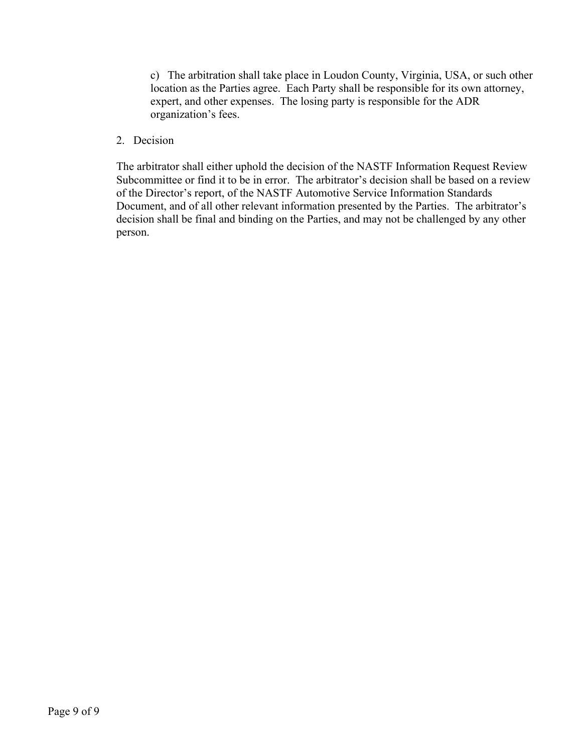c) The arbitration shall take place in Loudon County, Virginia, USA, or such other location as the Parties agree. Each Party shall be responsible for its own attorney, expert, and other expenses. The losing party is responsible for the ADR organization's fees.

2. Decision

The arbitrator shall either uphold the decision of the NASTF Information Request Review Subcommittee or find it to be in error. The arbitrator's decision shall be based on a review of the Director's report, of the NASTF Automotive Service Information Standards Document, and of all other relevant information presented by the Parties. The arbitrator's decision shall be final and binding on the Parties, and may not be challenged by any other person.